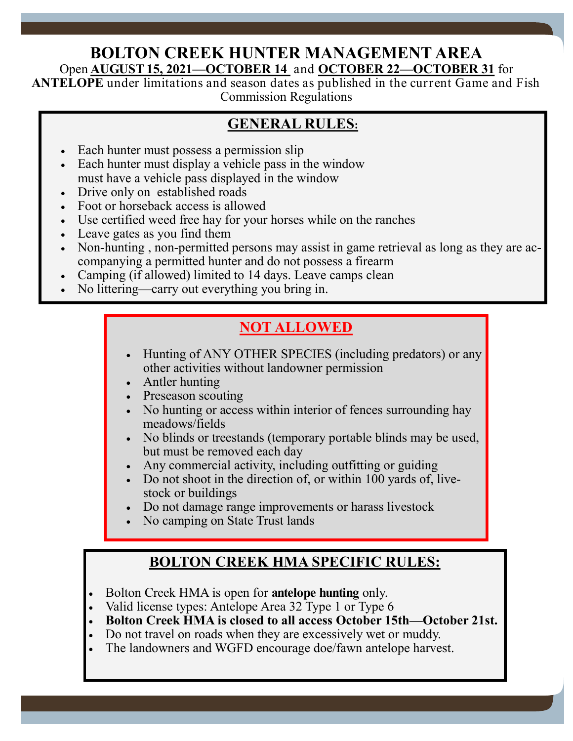# BOLTON CREEK HUNTER MANAGEMENT AREA

Open **AUGUST 15, 2021—OCTOBER 14** and **OCTOBER 22—OCTOBER 31** for **ANTELOPE** under limitations and season dates as published in the current Game and Fish Commission Regulations

## GENERAL RULES:

- Each hunter must possess a permission slip
- Each hunter must display a vehicle pass in the window must have a vehicle pass displayed in the window
- Drive only on established roads
- Foot or horseback access is allowed
- Use certified weed free hay for your horses while on the ranches
- Leave gates as you find them
- Non-hunting , non-permitted persons may assist in game retrieval as long as they are accompanying a permitted hunter and do not possess a firearm
- Camping (if allowed) limited to 14 days. Leave camps clean
- No littering—carry out everything you bring in.

## NOT ALLOWED

- Hunting of ANY OTHER SPECIES (including predators) or any other activities without landowner permission
- Antler hunting
- Preseason scouting
- No hunting or access within interior of fences surrounding hay meadows/fields
- No blinds or treestands (temporary portable blinds may be used, but must be removed each day
- Any commercial activity, including outfitting or guiding
- Do not shoot in the direction of, or within 100 yards of, livestock or buildings
- Do not damage range improvements or harass livestock
- No camping on State Trust lands

## BOLTON CREEK HMA SPECIFIC RULES:

- Bolton Creek HMA is open for **antelope hunting** only.
- Valid license types: Antelope Area 32 Type 1 or Type 6
- **Bolton Creek HMA is closed to all access October 15th—October 21st.**
- Do not travel on roads when they are excessively wet or muddy.
- The landowners and WGFD encourage doe/fawn antelope harvest.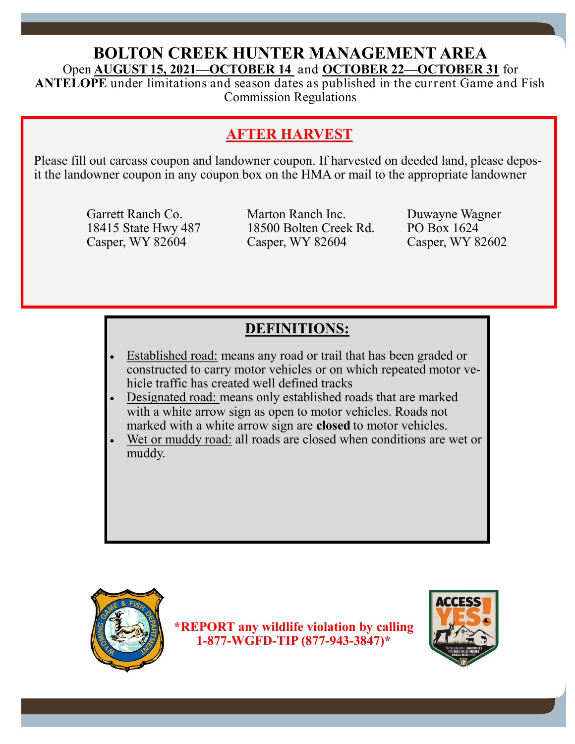# BOLTON CREEK HUNTER MANAGEMENT AREA

Open **AUGUST 15, 2021—OCTOBER 14** and **OCTOBER 22—OCTOBER 31** for **ANTELOPE** under limitations and season dates as published in the current Game and Fish Commission Regulations

## AFTER HARVEST

Please fill out carcass coupon and landowner coupon. If harvested on deeded land, please deposit the landowner coupon in any coupon box on the HMA or mail to the appropriate landowner

Garrett Ranch Co.
18415 State Hwy 487
Casper, WY 82604

Marton Ranch Inc.
18500 Bolten Creek Rd.
Casper, WY 82604

Duwayne Wagner
PO Box 1624
Casper, WY 82602

## DEFINITIONS:

- Established road: means any road or trail that has been graded or constructed to carry motor vehicles or on which repeated motor vehicle traffic has created well defined tracks
- Designated road: means only established roads that are marked with a white arrow sign as open to motor vehicles. Roads not marked with a white arrow sign are **closed** to motor vehicles.
- Wet or muddy road: all roads are closed when conditions are wet or muddy.

**\*REPORT any wildlife violation by calling 1-877-WGFD-TIP (877-943-3847)\***